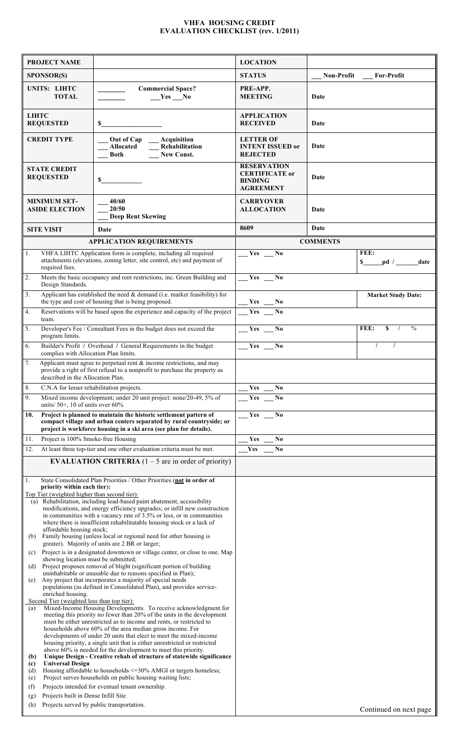# VHFA HOUSING CREDIT
# EVALUATION CHECKLIST (rev. 1/2011)

| | | | |
|---|---|---|---|
| **PROJECT NAME** | | **LOCATION** | |
| **SPONSOR(S)** | | **STATUS** | ___ **Non-Profit** ___ **For-Profit** |
| **UNITS: LIHTC TOTAL** | ________ ________ **Commercial Space?** ___Yes ___No | **PRE-APP. MEETING** | **Date** |
| **LIHTC REQUESTED** | **$**________________ | **APPLICATION RECEIVED** | **Date** |
| **CREDIT TYPE** | ___ **Out of Cap** ___ **Allocated** ___ **Both** ___ **Acquisition** ___ **Rehabilitation** ___ **New Const.** | **LETTER OF INTENT ISSUED or REJECTED** | **Date** |
| **STATE CREDIT REQUESTED** | **$**___________ | **RESERVATION CERTIFICATE or BINDING AGREEMENT** | **Date** |
| **MINIMUM SET-ASIDE ELECTION** | ___ 40/60 ___ 20/50 ___ **Deep Rent Skewing** | **CARRYOVER ALLOCATION** | **Date** |
| **SITE VISIT** | **Date** | **8609** | **Date** |

| APPLICATION REQUIREMENTS | | COMMENTS |
|---|---|---|
| 1. VHFA LIHTC Application form is complete, including all required attachments (elevations, zoning letter, site control, etc) and payment of required fees. | ___ Yes ___ No | **FEE: $**_____**pd /**______**date** |
| 2. Meets the basic occupancy and rent restrictions, inc. Green Building and Design Standards. | ___ Yes ___ No | |
| 3. Applicant has established the need & demand (i.e. market feasibility) for the type and cost of housing that is being proposed. | ___ Yes ___ No | **Market Study Date:** |
| 4. Reservations will be based upon the experience and capacity of the project team. | ___ Yes ___ No | |
| 5. Developer's Fee / Consultant Fees in the budget does not exceed the program limits. | ___ Yes ___ No | **FEE: $ / %** |
| 6. Builder's Profit / Overhead / General Requirements in the budget complies with Allocation Plan limits. | ___ Yes ___ No | / / |
| 7. Applicant must agree to perpetual rent & income restrictions, and may provide a right of first refusal to a nonprofit to purchase the property as described in the Allocation Plan. | | |
| 8. C.N.A for lesser rehabilitation projects. | ___ Yes ___ No | |
| 9. Mixed income development; under 20 unit project: none/20-49, 5% of units/ 50+, 10 of units over 60% | ___ Yes ___ No | |
| **10. Project is planned to maintain the historic settlement pattern of compact village and urban centers separated by rural countryside; or project is workforce housing in a ski area (see plan for details).** | ___ Yes ___ No | |
| 11. Project is 100% Smoke-free Housing | ___ Yes ___ No | |
| 12. At least three top-tier and one other evaluation criteria must be met. | ___ Yes ___ No | |

## EVALUATION CRITERIA (1 – 5 are in order of priority)

1. State Consolidated Plan Priorities / Other Priorities (**not** in order of **priority within each tier**):

Top Tier (weighted higher than second tier):

- (a) Rehabilitation, including lead-based paint abatement, accessibility modifications, and energy efficiency upgrades; or infill new construction in communities with a vacancy rate of 3.5% or less, or in communities where there is insufficient rehabilitatable housing stock or a lack of affordable housing stock;
- (b) Family housing (unless local or regional need for other housing is greater). Majority of units are 2 BR or larger;
- (c) Project is in a designated downtown or village center, or close to one. Map showing location must be submitted;
- (d) Project proposes removal of blight (significant portion of building uninhabitable or unusable due to reasons specified in Plan);
- (e) Any project that incorporates a majority of special needs populations (as defined in Consolidated Plan), and provides service-enriched housing.

Second Tier (weighted less than top tier):

- (a) Mixed-Income Housing Developments. To receive acknowledgment for meeting this priority no fewer than 20% of the units in the development must be either unrestricted as to income and rents, or restricted to households above 60% of the area median gross income. For developments of under 20 units that elect to meet the mixed-income housing priority, a single unit that is either unrestricted or restricted above 60% is needed for the development to meet this priority.
- **(b) Unique Design - Creative rehab of structure of statewide significance**
- **(c) Universal Design**
- (d) Housing affordable to households <=30% AMGI or targets homeless;
- (e) Project serves households on public housing waiting lists;
- (f) Projects intended for eventual tenant ownership.
- (g) Projects built in Dense Infill Site
- (h) Projects served by public transportation.

Continued on next page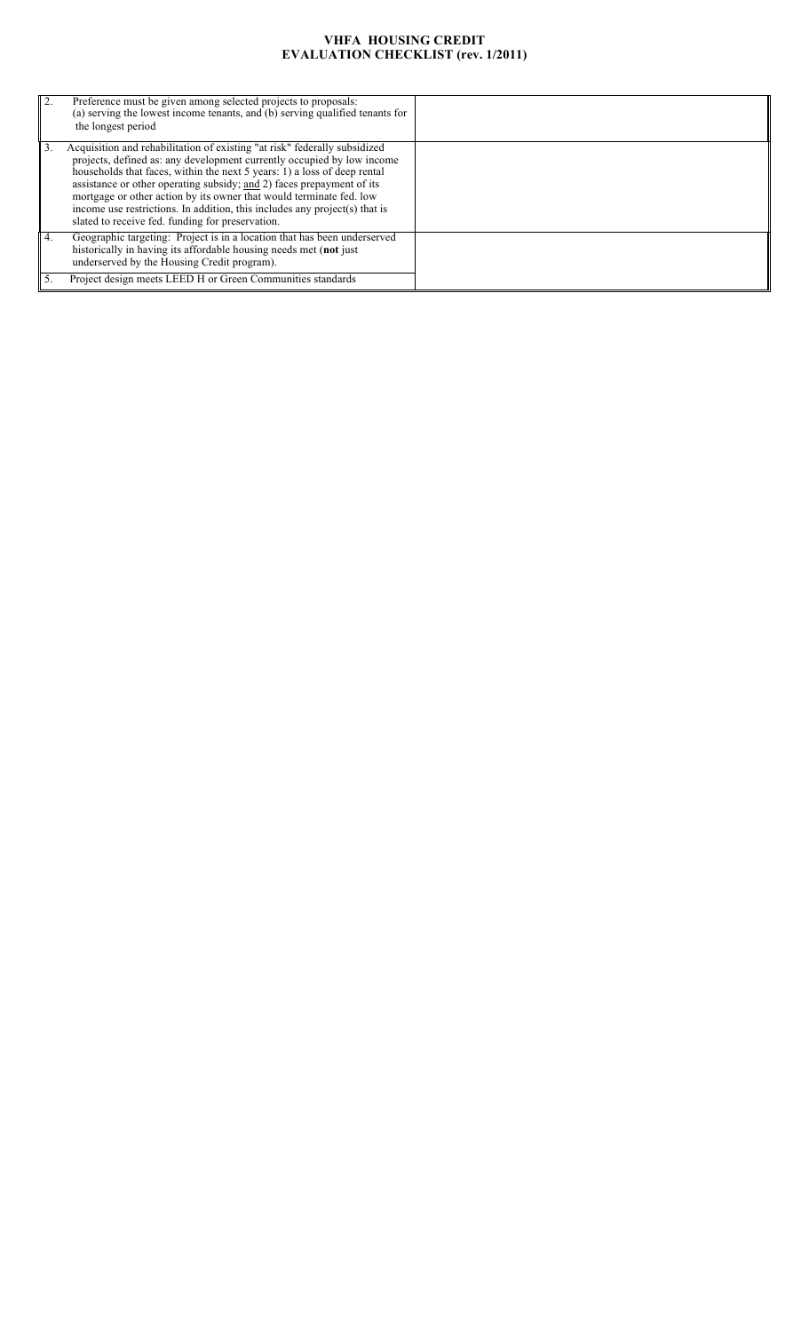| | | |
|---|---|---|
| 2. | Preference must be given among selected projects to proposals: (a) serving the lowest income tenants, and (b) serving qualified tenants for the longest period | |
| 3. | Acquisition and rehabilitation of existing "at risk" federally subsidized projects, defined as: any development currently occupied by low income households that faces, within the next 5 years: 1) a loss of deep rental assistance or other operating subsidy; and 2) faces prepayment of its mortgage or other action by its owner that would terminate fed. low income use restrictions. In addition, this includes any project(s) that is slated to receive fed. funding for preservation. | |
| 4. | Geographic targeting: Project is in a location that has been underserved historically in having its affordable housing needs met (**not** just underserved by the Housing Credit program). | |
| 5. | Project design meets LEED H or Green Communities standards | |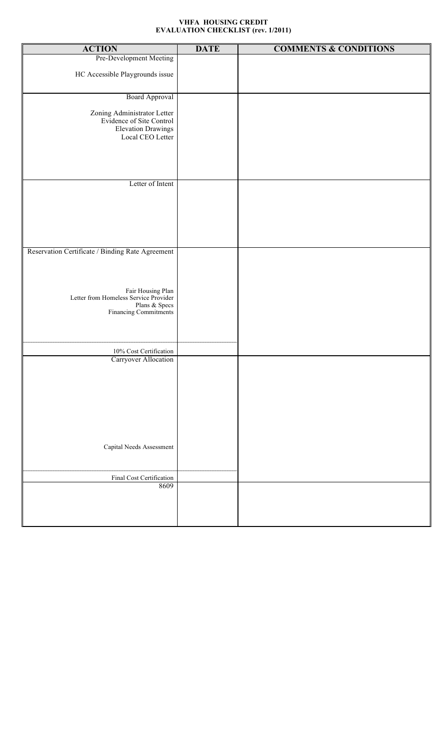**VHFA HOUSING CREDIT**
**EVALUATION CHECKLIST (rev. 1/2011)**

| ACTION | DATE | COMMENTS & CONDITIONS |
|---|---|---|
| Pre-Development Meeting<br><br>HC Accessible Playgrounds issue | | |
| Board Approval<br><br>Zoning Administrator Letter<br>Evidence of Site Control<br>Elevation Drawings<br>Local CEO Letter | | |
| Letter of Intent | | |
| Reservation Certificate / Binding Rate Agreement<br><br>Fair Housing Plan<br>Letter from Homeless Service Provider<br>Plans & Specs<br>Financing Commitments | | |
| 10% Cost Certification | | |
| Carryover Allocation<br><br>Capital Needs Assessment | | |
| Final Cost Certification | | |
| 8609 | | |